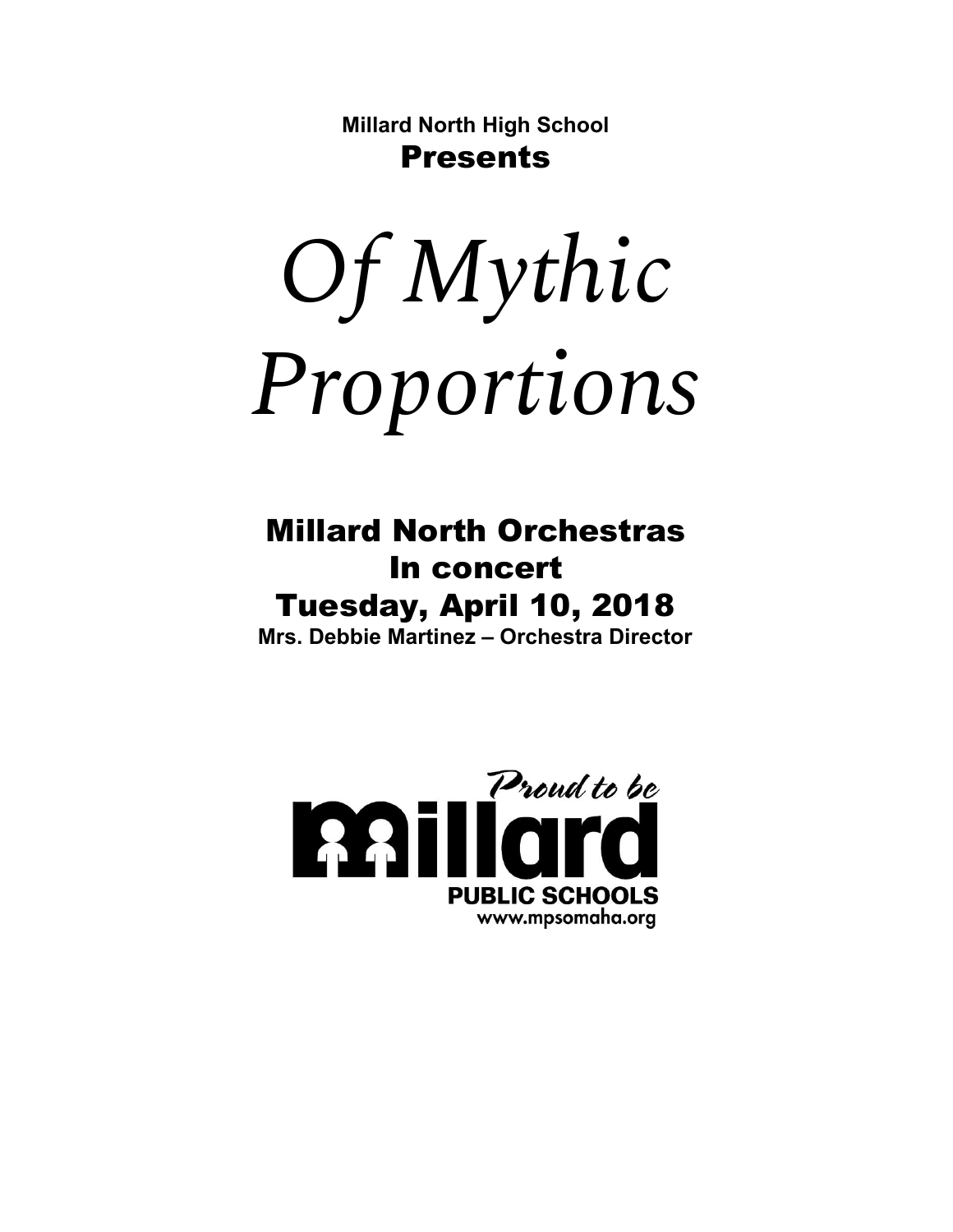**Millard North High School**
**Presents**

# *Of Mythic Proportions*

## Millard North Orchestras
## In concert
## Tuesday, April 10, 2018

**Mrs. Debbie Martinez – Orchestra Director**

*Proud to be*
**Millard**
**PUBLIC SCHOOLS**
www.mpsomaha.org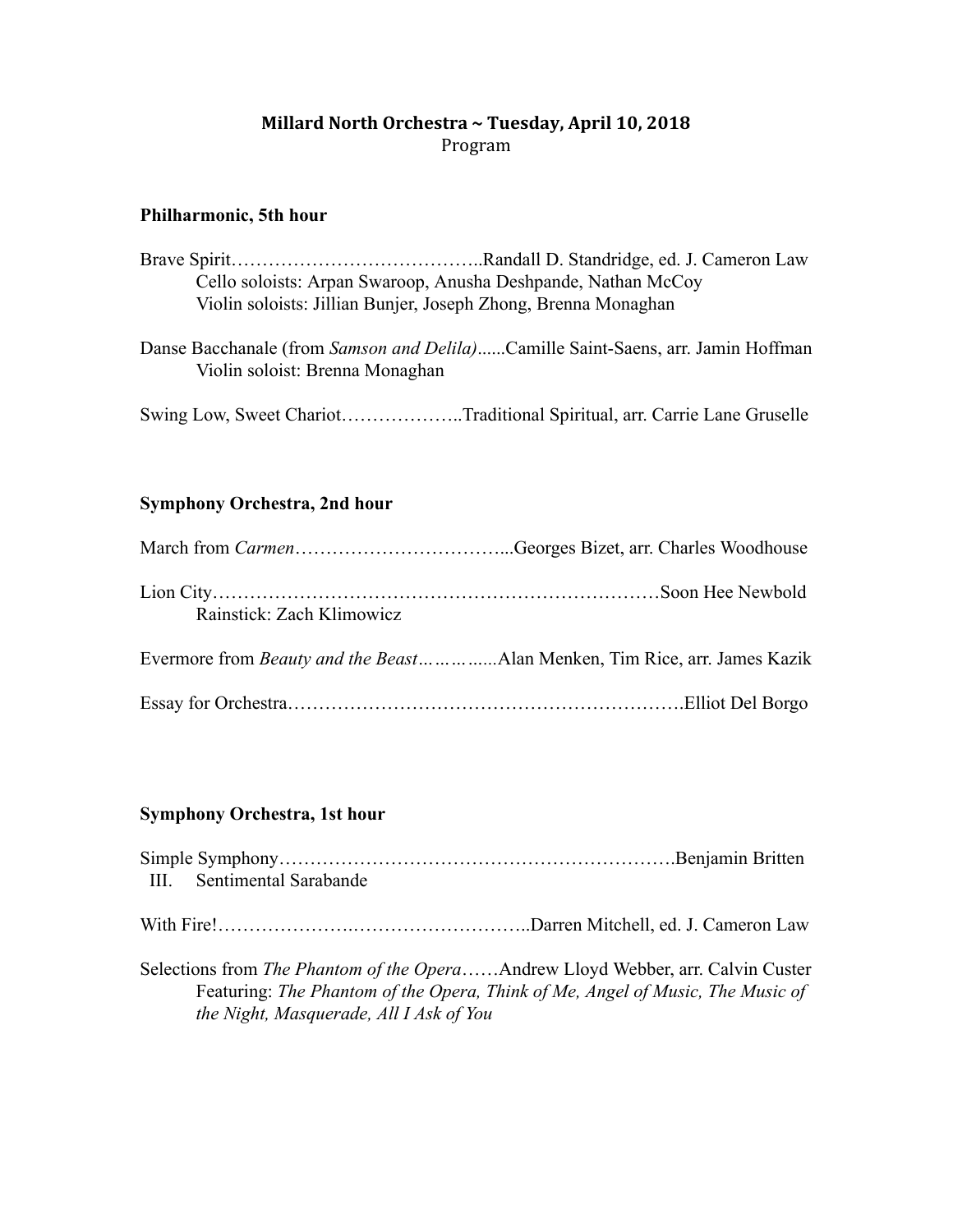## **Millard North Orchestra ~ Tuesday, April 10, 2018**

Program

**Philharmonic, 5th hour**

Brave Spirit…………………………………..Randall D. Standridge, ed. J. Cameron Law
Cello soloists: Arpan Swaroop, Anusha Deshpande, Nathan McCoy
Violin soloists: Jillian Bunjer, Joseph Zhong, Brenna Monaghan

Danse Bacchanale (from *Samson and Delila)*......Camille Saint-Saens, arr. Jamin Hoffman
Violin soloist: Brenna Monaghan

Swing Low, Sweet Chariot………………..Traditional Spiritual, arr. Carrie Lane Gruselle

**Symphony Orchestra, 2nd hour**

March from *Carmen*……………………………...Georges Bizet, arr. Charles Woodhouse

Lion City………………………………………………………………Soon Hee Newbold
Rainstick: Zach Klimowicz

Evermore from *Beauty and the Beast*……….....Alan Menken, Tim Rice, arr. James Kazik

Essay for Orchestra……………………………………………………….Elliot Del Borgo

**Symphony Orchestra, 1st hour**

Simple Symphony……………………………………………………….Benjamin Britten
III. Sentimental Sarabande

With Fire!…………………..………………………..Darren Mitchell, ed. J. Cameron Law

Selections from *The Phantom of the Opera*……Andrew Lloyd Webber, arr. Calvin Custer
Featuring: *The Phantom of the Opera, Think of Me, Angel of Music, The Music of the Night, Masquerade, All I Ask of You*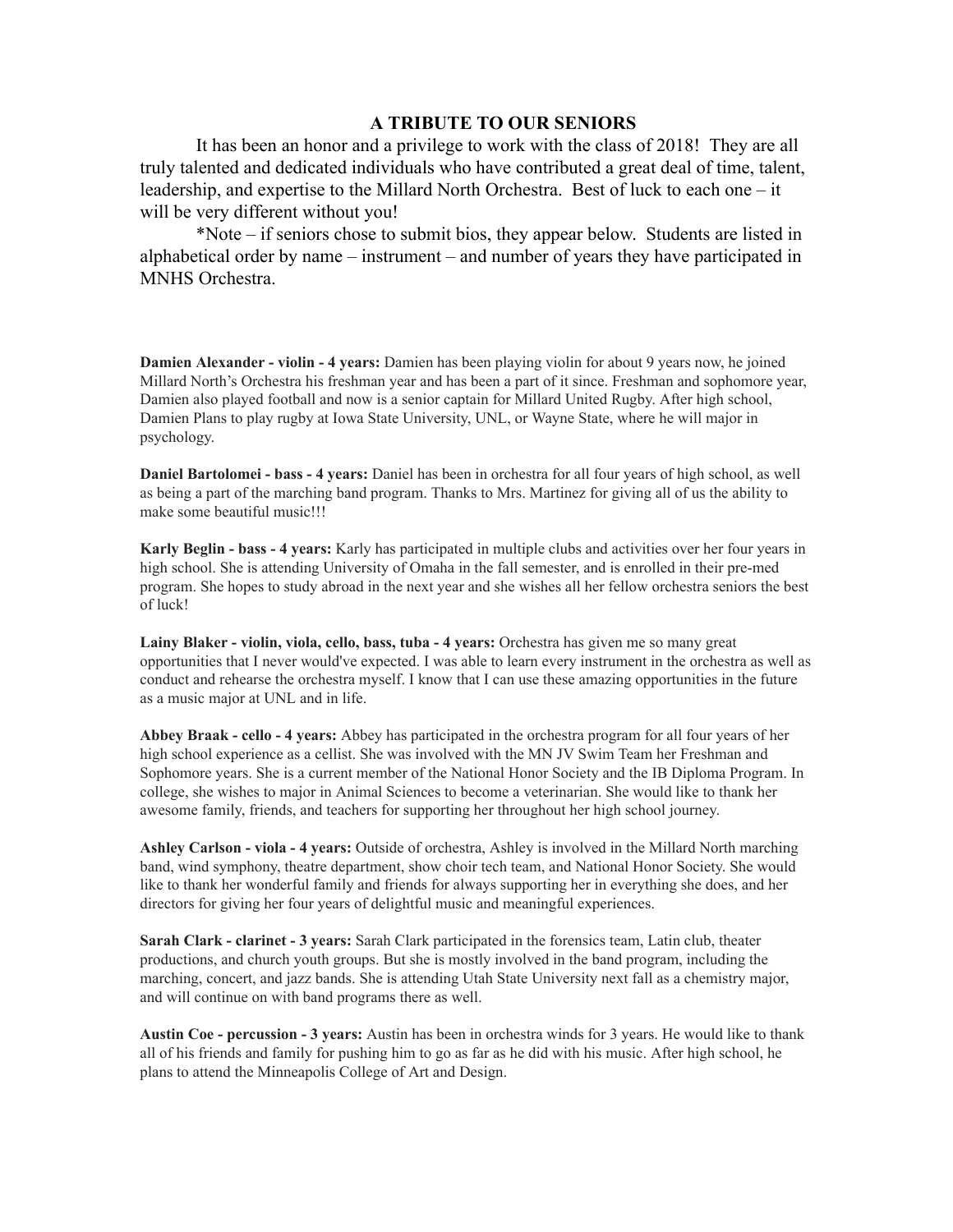## A TRIBUTE TO OUR SENIORS

It has been an honor and a privilege to work with the class of 2018! They are all truly talented and dedicated individuals who have contributed a great deal of time, talent, leadership, and expertise to the Millard North Orchestra. Best of luck to each one – it will be very different without you!

*Note – if seniors chose to submit bios, they appear below. Students are listed in alphabetical order by name – instrument – and number of years they have participated in MNHS Orchestra.

**Damien Alexander - violin - 4 years:** Damien has been playing violin for about 9 years now, he joined Millard North's Orchestra his freshman year and has been a part of it since. Freshman and sophomore year, Damien also played football and now is a senior captain for Millard United Rugby. After high school, Damien Plans to play rugby at Iowa State University, UNL, or Wayne State, where he will major in psychology.

**Daniel Bartolomei - bass - 4 years:** Daniel has been in orchestra for all four years of high school, as well as being a part of the marching band program. Thanks to Mrs. Martinez for giving all of us the ability to make some beautiful music!!!

**Karly Beglin - bass - 4 years:** Karly has participated in multiple clubs and activities over her four years in high school. She is attending University of Omaha in the fall semester, and is enrolled in their pre-med program. She hopes to study abroad in the next year and she wishes all her fellow orchestra seniors the best of luck!

**Lainy Blaker - violin, viola, cello, bass, tuba - 4 years:** Orchestra has given me so many great opportunities that I never would've expected. I was able to learn every instrument in the orchestra as well as conduct and rehearse the orchestra myself. I know that I can use these amazing opportunities in the future as a music major at UNL and in life.

**Abbey Braak - cello - 4 years:** Abbey has participated in the orchestra program for all four years of her high school experience as a cellist. She was involved with the MN JV Swim Team her Freshman and Sophomore years. She is a current member of the National Honor Society and the IB Diploma Program. In college, she wishes to major in Animal Sciences to become a veterinarian. She would like to thank her awesome family, friends, and teachers for supporting her throughout her high school journey.

**Ashley Carlson - viola - 4 years:** Outside of orchestra, Ashley is involved in the Millard North marching band, wind symphony, theatre department, show choir tech team, and National Honor Society. She would like to thank her wonderful family and friends for always supporting her in everything she does, and her directors for giving her four years of delightful music and meaningful experiences.

**Sarah Clark - clarinet - 3 years:** Sarah Clark participated in the forensics team, Latin club, theater productions, and church youth groups. But she is mostly involved in the band program, including the marching, concert, and jazz bands. She is attending Utah State University next fall as a chemistry major, and will continue on with band programs there as well.

**Austin Coe - percussion - 3 years:** Austin has been in orchestra winds for 3 years. He would like to thank all of his friends and family for pushing him to go as far as he did with his music. After high school, he plans to attend the Minneapolis College of Art and Design.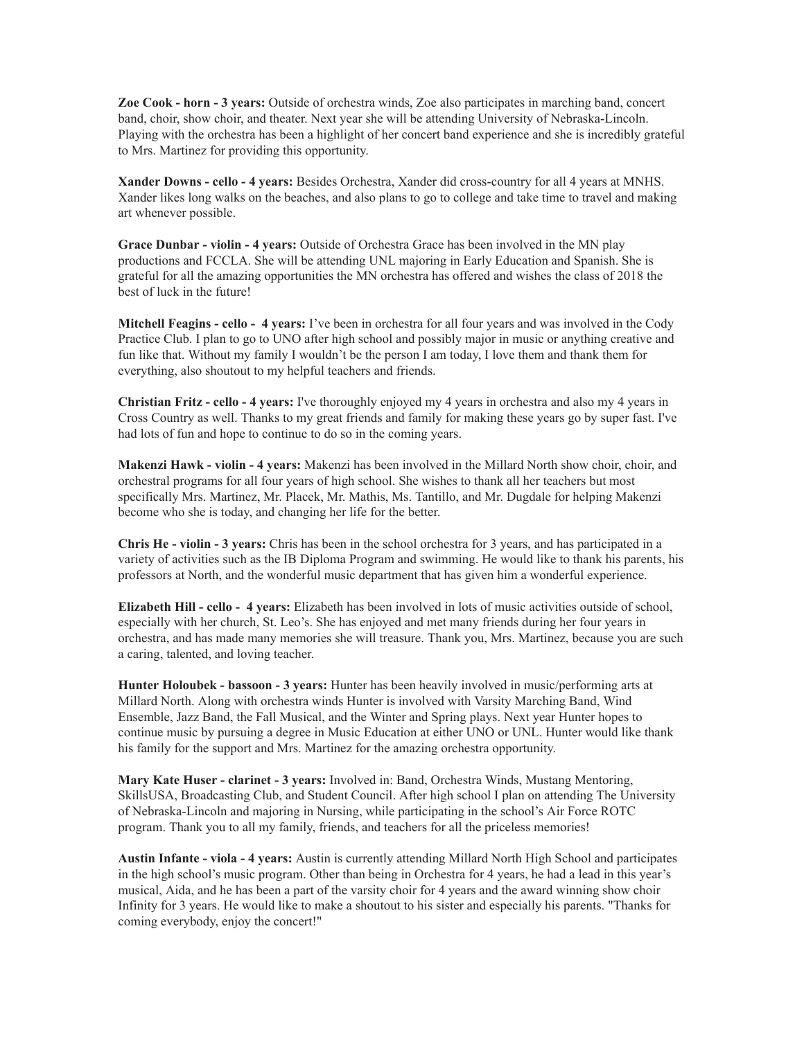**Zoe Cook - horn - 3 years:** Outside of orchestra winds, Zoe also participates in marching band, concert band, choir, show choir, and theater. Next year she will be attending University of Nebraska-Lincoln. Playing with the orchestra has been a highlight of her concert band experience and she is incredibly grateful to Mrs. Martinez for providing this opportunity.

**Xander Downs - cello - 4 years:** Besides Orchestra, Xander did cross-country for all 4 years at MNHS. Xander likes long walks on the beaches, and also plans to go to college and take time to travel and making art whenever possible.

**Grace Dunbar - violin - 4 years:** Outside of Orchestra Grace has been involved in the MN play productions and FCCLA. She will be attending UNL majoring in Early Education and Spanish. She is grateful for all the amazing opportunities the MN orchestra has offered and wishes the class of 2018 the best of luck in the future!

**Mitchell Feagins - cello - 4 years:** I've been in orchestra for all four years and was involved in the Cody Practice Club. I plan to go to UNO after high school and possibly major in music or anything creative and fun like that. Without my family I wouldn't be the person I am today, I love them and thank them for everything, also shoutout to my helpful teachers and friends.

**Christian Fritz - cello - 4 years:** I've thoroughly enjoyed my 4 years in orchestra and also my 4 years in Cross Country as well. Thanks to my great friends and family for making these years go by super fast. I've had lots of fun and hope to continue to do so in the coming years.

**Makenzi Hawk - violin - 4 years:** Makenzi has been involved in the Millard North show choir, choir, and orchestral programs for all four years of high school. She wishes to thank all her teachers but most specifically Mrs. Martinez, Mr. Placek, Mr. Mathis, Ms. Tantillo, and Mr. Dugdale for helping Makenzi become who she is today, and changing her life for the better.

**Chris He - violin - 3 years:** Chris has been in the school orchestra for 3 years, and has participated in a variety of activities such as the IB Diploma Program and swimming. He would like to thank his parents, his professors at North, and the wonderful music department that has given him a wonderful experience.

**Elizabeth Hill - cello - 4 years:** Elizabeth has been involved in lots of music activities outside of school, especially with her church, St. Leo's. She has enjoyed and met many friends during her four years in orchestra, and has made many memories she will treasure. Thank you, Mrs. Martinez, because you are such a caring, talented, and loving teacher.

**Hunter Holoubek - bassoon - 3 years:** Hunter has been heavily involved in music/performing arts at Millard North. Along with orchestra winds Hunter is involved with Varsity Marching Band, Wind Ensemble, Jazz Band, the Fall Musical, and the Winter and Spring plays. Next year Hunter hopes to continue music by pursuing a degree in Music Education at either UNO or UNL. Hunter would like thank his family for the support and Mrs. Martinez for the amazing orchestra opportunity.

**Mary Kate Huser - clarinet - 3 years:** Involved in: Band, Orchestra Winds, Mustang Mentoring, SkillsUSA, Broadcasting Club, and Student Council. After high school I plan on attending The University of Nebraska-Lincoln and majoring in Nursing, while participating in the school's Air Force ROTC program. Thank you to all my family, friends, and teachers for all the priceless memories!

**Austin Infante - viola - 4 years:** Austin is currently attending Millard North High School and participates in the high school's music program. Other than being in Orchestra for 4 years, he had a lead in this year's musical, Aida, and he has been a part of the varsity choir for 4 years and the award winning show choir Infinity for 3 years. He would like to make a shoutout to his sister and especially his parents. "Thanks for coming everybody, enjoy the concert!"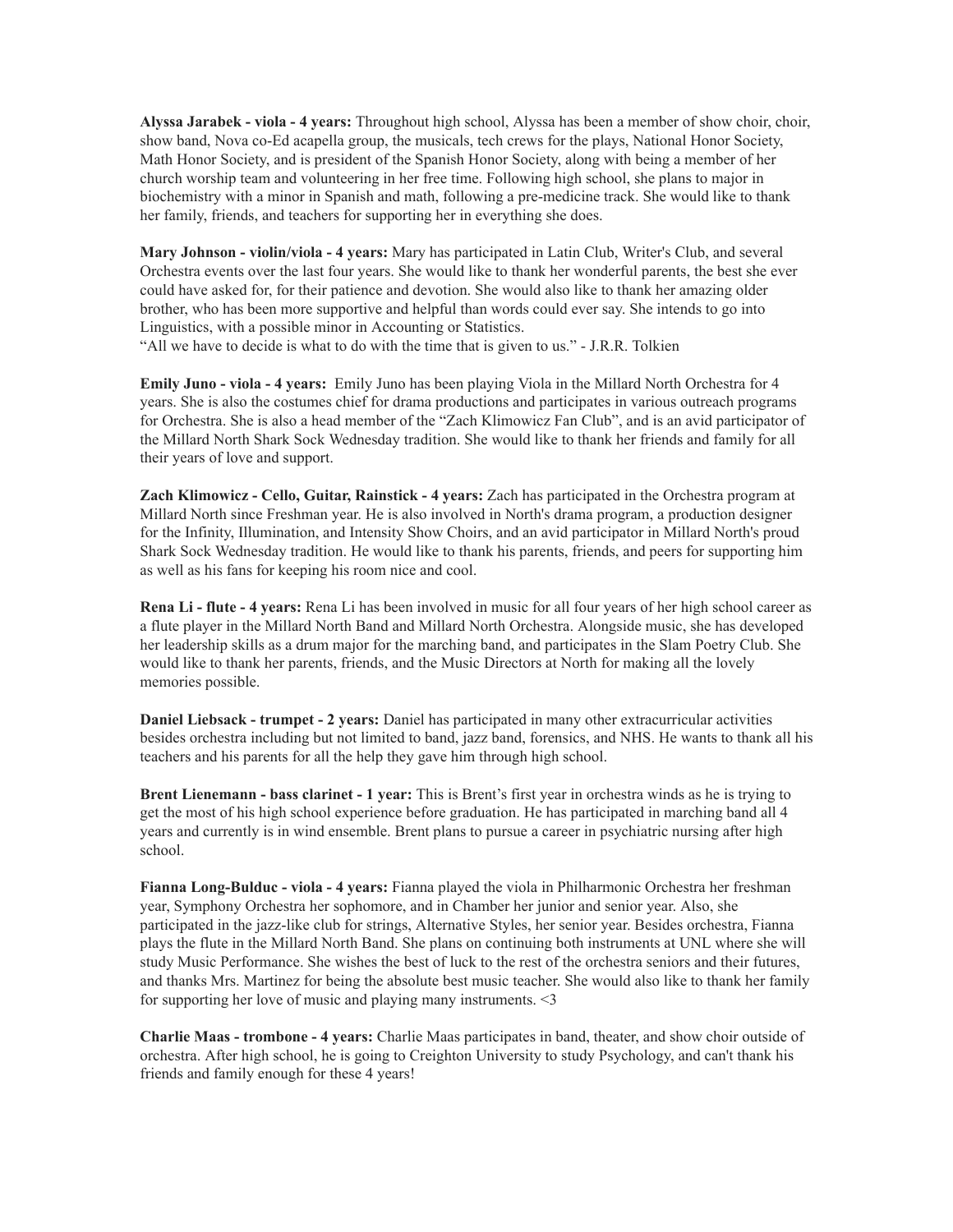**Alyssa Jarabek - viola - 4 years:** Throughout high school, Alyssa has been a member of show choir, choir, show band, Nova co-Ed acapella group, the musicals, tech crews for the plays, National Honor Society, Math Honor Society, and is president of the Spanish Honor Society, along with being a member of her church worship team and volunteering in her free time. Following high school, she plans to major in biochemistry with a minor in Spanish and math, following a pre-medicine track. She would like to thank her family, friends, and teachers for supporting her in everything she does.

**Mary Johnson - violin/viola - 4 years:** Mary has participated in Latin Club, Writer's Club, and several Orchestra events over the last four years. She would like to thank her wonderful parents, the best she ever could have asked for, for their patience and devotion. She would also like to thank her amazing older brother, who has been more supportive and helpful than words could ever say. She intends to go into Linguistics, with a possible minor in Accounting or Statistics.
"All we have to decide is what to do with the time that is given to us." - J.R.R. Tolkien

**Emily Juno - viola - 4 years:** Emily Juno has been playing Viola in the Millard North Orchestra for 4 years. She is also the costumes chief for drama productions and participates in various outreach programs for Orchestra. She is also a head member of the "Zach Klimowicz Fan Club", and is an avid participator of the Millard North Shark Sock Wednesday tradition. She would like to thank her friends and family for all their years of love and support.

**Zach Klimowicz - Cello, Guitar, Rainstick - 4 years:** Zach has participated in the Orchestra program at Millard North since Freshman year. He is also involved in North's drama program, a production designer for the Infinity, Illumination, and Intensity Show Choirs, and an avid participator in Millard North's proud Shark Sock Wednesday tradition. He would like to thank his parents, friends, and peers for supporting him as well as his fans for keeping his room nice and cool.

**Rena Li - flute - 4 years:** Rena Li has been involved in music for all four years of her high school career as a flute player in the Millard North Band and Millard North Orchestra. Alongside music, she has developed her leadership skills as a drum major for the marching band, and participates in the Slam Poetry Club. She would like to thank her parents, friends, and the Music Directors at North for making all the lovely memories possible.

**Daniel Liebsack - trumpet - 2 years:** Daniel has participated in many other extracurricular activities besides orchestra including but not limited to band, jazz band, forensics, and NHS. He wants to thank all his teachers and his parents for all the help they gave him through high school.

**Brent Lienemann - bass clarinet - 1 year:** This is Brent's first year in orchestra winds as he is trying to get the most of his high school experience before graduation. He has participated in marching band all 4 years and currently is in wind ensemble. Brent plans to pursue a career in psychiatric nursing after high school.

**Fianna Long-Bulduc - viola - 4 years:** Fianna played the viola in Philharmonic Orchestra her freshman year, Symphony Orchestra her sophomore, and in Chamber her junior and senior year. Also, she participated in the jazz-like club for strings, Alternative Styles, her senior year. Besides orchestra, Fianna plays the flute in the Millard North Band. She plans on continuing both instruments at UNL where she will study Music Performance. She wishes the best of luck to the rest of the orchestra seniors and their futures, and thanks Mrs. Martinez for being the absolute best music teacher. She would also like to thank her family for supporting her love of music and playing many instruments. <3

**Charlie Maas - trombone - 4 years:** Charlie Maas participates in band, theater, and show choir outside of orchestra. After high school, he is going to Creighton University to study Psychology, and can't thank his friends and family enough for these 4 years!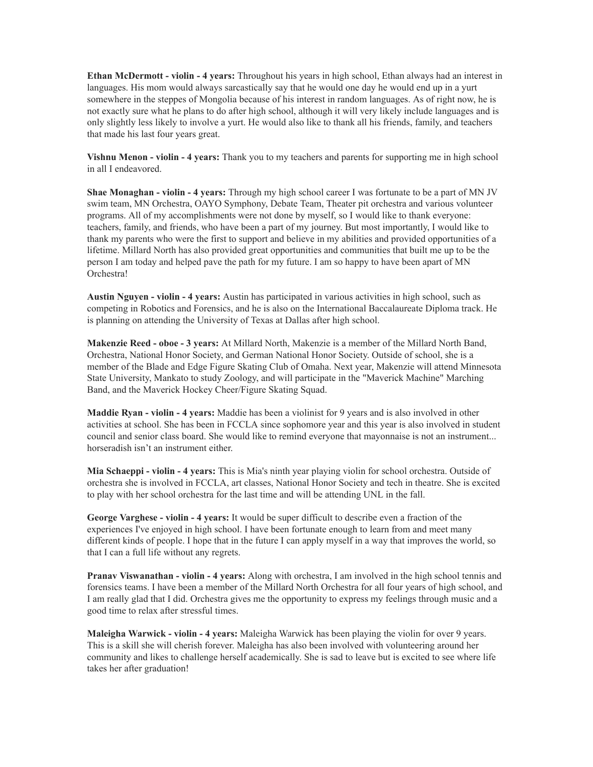**Ethan McDermott - violin - 4 years:** Throughout his years in high school, Ethan always had an interest in languages. His mom would always sarcastically say that he would one day he would end up in a yurt somewhere in the steppes of Mongolia because of his interest in random languages. As of right now, he is not exactly sure what he plans to do after high school, although it will very likely include languages and is only slightly less likely to involve a yurt. He would also like to thank all his friends, family, and teachers that made his last four years great.

**Vishnu Menon - violin - 4 years:** Thank you to my teachers and parents for supporting me in high school in all I endeavored.

**Shae Monaghan - violin - 4 years:** Through my high school career I was fortunate to be a part of MN JV swim team, MN Orchestra, OAYO Symphony, Debate Team, Theater pit orchestra and various volunteer programs. All of my accomplishments were not done by myself, so I would like to thank everyone: teachers, family, and friends, who have been a part of my journey. But most importantly, I would like to thank my parents who were the first to support and believe in my abilities and provided opportunities of a lifetime. Millard North has also provided great opportunities and communities that built me up to be the person I am today and helped pave the path for my future. I am so happy to have been apart of MN Orchestra!

**Austin Nguyen - violin - 4 years:** Austin has participated in various activities in high school, such as competing in Robotics and Forensics, and he is also on the International Baccalaureate Diploma track. He is planning on attending the University of Texas at Dallas after high school.

**Makenzie Reed - oboe - 3 years:** At Millard North, Makenzie is a member of the Millard North Band, Orchestra, National Honor Society, and German National Honor Society. Outside of school, she is a member of the Blade and Edge Figure Skating Club of Omaha. Next year, Makenzie will attend Minnesota State University, Mankato to study Zoology, and will participate in the "Maverick Machine" Marching Band, and the Maverick Hockey Cheer/Figure Skating Squad.

**Maddie Ryan - violin - 4 years:** Maddie has been a violinist for 9 years and is also involved in other activities at school. She has been in FCCLA since sophomore year and this year is also involved in student council and senior class board. She would like to remind everyone that mayonnaise is not an instrument... horseradish isn't an instrument either.

**Mia Schaeppi - violin - 4 years:** This is Mia's ninth year playing violin for school orchestra. Outside of orchestra she is involved in FCCLA, art classes, National Honor Society and tech in theatre. She is excited to play with her school orchestra for the last time and will be attending UNL in the fall.

**George Varghese - violin - 4 years:** It would be super difficult to describe even a fraction of the experiences I've enjoyed in high school. I have been fortunate enough to learn from and meet many different kinds of people. I hope that in the future I can apply myself in a way that improves the world, so that I can a full life without any regrets.

**Pranav Viswanathan - violin - 4 years:** Along with orchestra, I am involved in the high school tennis and forensics teams. I have been a member of the Millard North Orchestra for all four years of high school, and I am really glad that I did. Orchestra gives me the opportunity to express my feelings through music and a good time to relax after stressful times.

**Maleigha Warwick - violin - 4 years:** Maleigha Warwick has been playing the violin for over 9 years. This is a skill she will cherish forever. Maleigha has also been involved with volunteering around her community and likes to challenge herself academically. She is sad to leave but is excited to see where life takes her after graduation!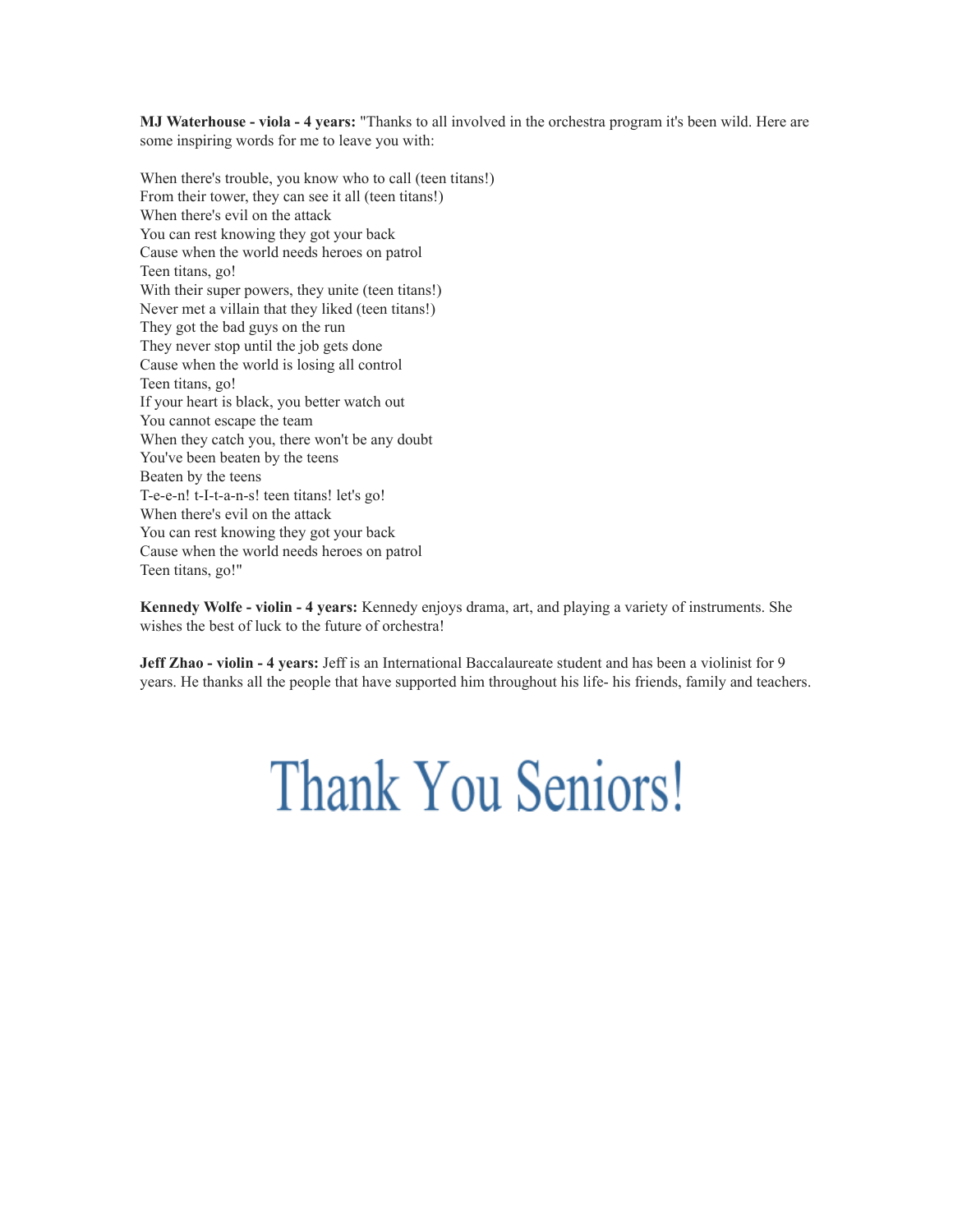**MJ Waterhouse - viola - 4 years:** "Thanks to all involved in the orchestra program it's been wild. Here are some inspiring words for me to leave you with:

When there's trouble, you know who to call (teen titans!)
From their tower, they can see it all (teen titans!)
When there's evil on the attack
You can rest knowing they got your back
Cause when the world needs heroes on patrol
Teen titans, go!
With their super powers, they unite (teen titans!)
Never met a villain that they liked (teen titans!)
They got the bad guys on the run
They never stop until the job gets done
Cause when the world is losing all control
Teen titans, go!
If your heart is black, you better watch out
You cannot escape the team
When they catch you, there won't be any doubt
You've been beaten by the teens
Beaten by the teens
T-e-e-n! t-I-t-a-n-s! teen titans! let's go!
When there's evil on the attack
You can rest knowing they got your back
Cause when the world needs heroes on patrol
Teen titans, go!"

**Kennedy Wolfe - violin - 4 years:** Kennedy enjoys drama, art, and playing a variety of instruments. She wishes the best of luck to the future of orchestra!

**Jeff Zhao - violin - 4 years:** Jeff is an International Baccalaureate student and has been a violinist for 9 years. He thanks all the people that have supported him throughout his life- his friends, family and teachers.

# Thank You Seniors!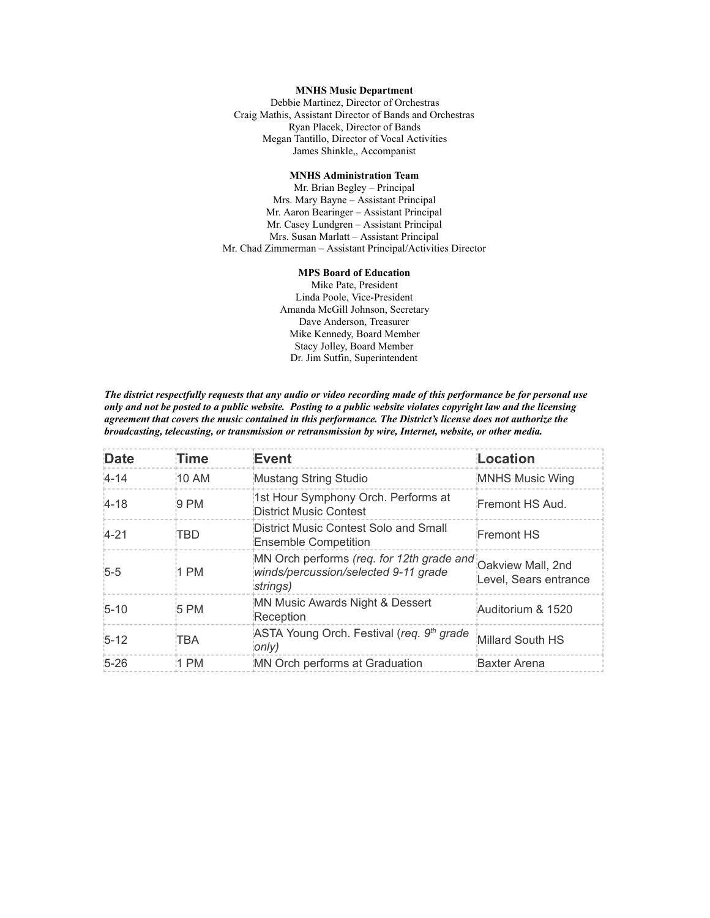**MNHS Music Department**

Debbie Martinez, Director of Orchestras
Craig Mathis, Assistant Director of Bands and Orchestras
Ryan Placek, Director of Bands
Megan Tantillo, Director of Vocal Activities
James Shinkle,, Accompanist

**MNHS Administration Team**

Mr. Brian Begley – Principal
Mrs. Mary Bayne – Assistant Principal
Mr. Aaron Bearinger – Assistant Principal
Mr. Casey Lundgren – Assistant Principal
Mrs. Susan Marlatt – Assistant Principal
Mr. Chad Zimmerman – Assistant Principal/Activities Director

**MPS Board of Education**

Mike Pate, President
Linda Poole, Vice-President
Amanda McGill Johnson, Secretary
Dave Anderson, Treasurer
Mike Kennedy, Board Member
Stacy Jolley, Board Member
Dr. Jim Sutfin, Superintendent

***The district respectfully requests that any audio or video recording made of this performance be for personal use only and not be posted to a public website. Posting to a public website violates copyright law and the licensing agreement that covers the music contained in this performance. The District's license does not authorize the broadcasting, telecasting, or transmission or retransmission by wire, Internet, website, or other media.***

| Date | Time | Event | Location |
|---|---|---|---|
| 4-14 | 10 AM | Mustang String Studio | MNHS Music Wing |
| 4-18 | 9 PM | 1st Hour Symphony Orch. Performs at District Music Contest | Fremont HS Aud. |
| 4-21 | TBD | District Music Contest Solo and Small Ensemble Competition | Fremont HS |
| 5-5 | 1 PM | MN Orch performs *(req. for 12th grade and winds/percussion/selected 9-11 grade strings)* | Oakview Mall, 2nd Level, Sears entrance |
| 5-10 | 5 PM | MN Music Awards Night & Dessert Reception | Auditorium & 1520 |
| 5-12 | TBA | ASTA Young Orch. Festival (*req. 9th grade only)* | Millard South HS |
| 5-26 | 1 PM | MN Orch performs at Graduation | Baxter Arena |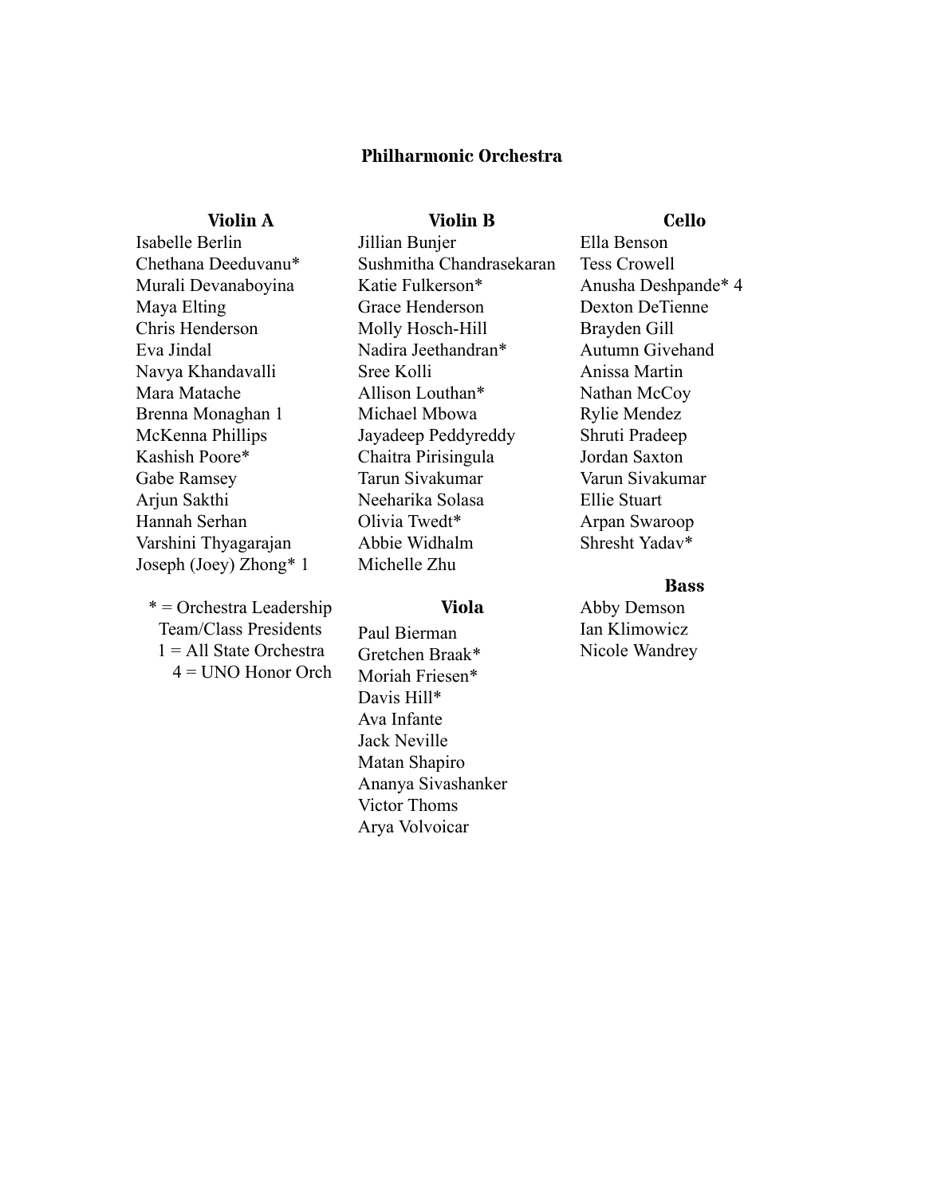## Philharmonic Orchestra

### Violin A

Isabelle Berlin
Chethana Deeduvanu*
Murali Devanaboyina
Maya Elting
Chris Henderson
Eva Jindal
Navya Khandavalli
Mara Matache
Brenna Monaghan 1
McKenna Phillips
Kashish Poore*
Gabe Ramsey
Arjun Sakthi
Hannah Serhan
Varshini Thyagarajan
Joseph (Joey) Zhong* 1

* = Orchestra Leadership Team/Class Presidents
1 = All State Orchestra
4 = UNO Honor Orch

### Violin B

Jillian Bunjer
Sushmitha Chandrasekaran
Katie Fulkerson*
Grace Henderson
Molly Hosch-Hill
Nadira Jeethandran*
Sree Kolli
Allison Louthan*
Michael Mbowa
Jayadeep Peddyreddy
Chaitra Pirisingula
Tarun Sivakumar
Neeharika Solasa
Olivia Twedt*
Abbie Widhalm
Michelle Zhu

### Viola

Paul Bierman
Gretchen Braak*
Moriah Friesen*
Davis Hill*
Ava Infante
Jack Neville
Matan Shapiro
Ananya Sivashanker
Victor Thoms
Arya Volvoicar

### Cello

Ella Benson
Tess Crowell
Anusha Deshpande* 4
Dexton DeTienne
Brayden Gill
Autumn Givehand
Anissa Martin
Nathan McCoy
Rylie Mendez
Shruti Pradeep
Jordan Saxton
Varun Sivakumar
Ellie Stuart
Arpan Swaroop
Shresht Yadav*

### Bass

Abby Demson
Ian Klimowicz
Nicole Wandrey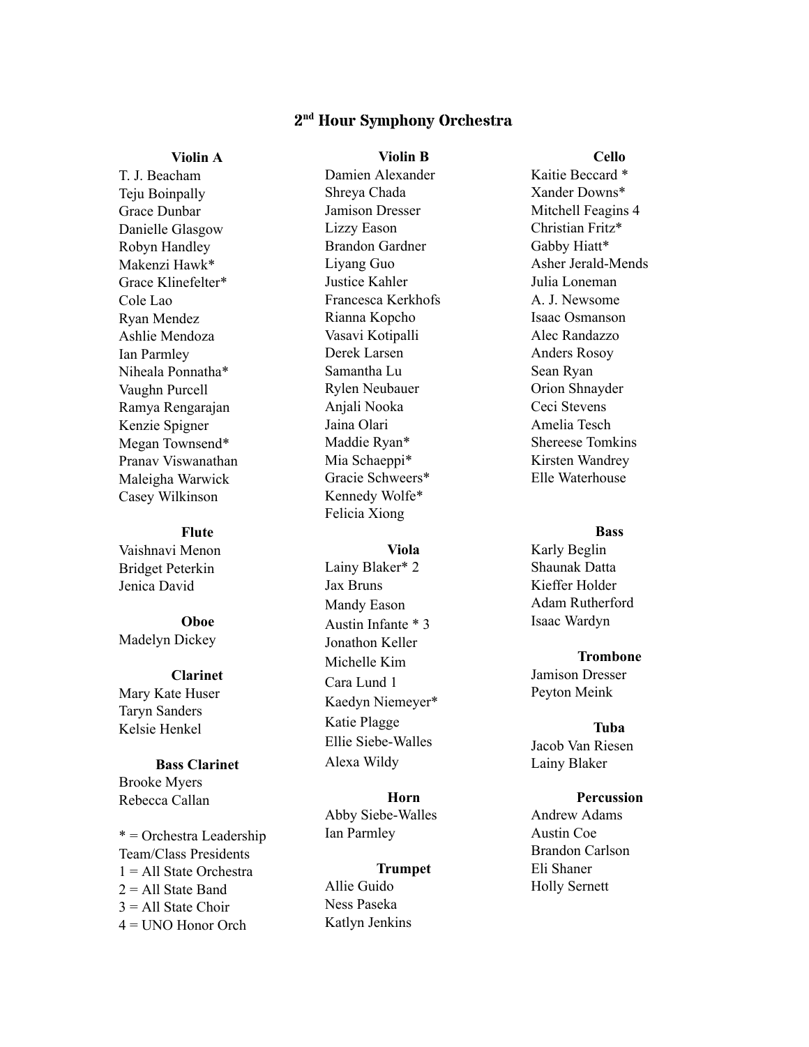## 2nd Hour Symphony Orchestra

**Violin A**

T. J. Beacham
Teju Boinpally
Grace Dunbar
Danielle Glasgow
Robyn Handley
Makenzi Hawk*
Grace Klinefelter*
Cole Lao
Ryan Mendez
Ashlie Mendoza
Ian Parmley
Niheala Ponnatha*
Vaughn Purcell
Ramya Rengarajan
Kenzie Spigner
Megan Townsend*
Pranav Viswanathan
Maleigha Warwick
Casey Wilkinson

**Flute**

Vaishnavi Menon
Bridget Peterkin
Jenica David

**Oboe**

Madelyn Dickey

**Clarinet**

Mary Kate Huser
Taryn Sanders
Kelsie Henkel

**Bass Clarinet**

Brooke Myers
Rebecca Callan

* = Orchestra Leadership Team/Class Presidents
1 = All State Orchestra
2 = All State Band
3 = All State Choir
4 = UNO Honor Orch

**Violin B**

Damien Alexander
Shreya Chada
Jamison Dresser
Lizzy Eason
Brandon Gardner
Liyang Guo
Justice Kahler
Francesca Kerkhofs
Rianna Kopcho
Vasavi Kotipalli
Derek Larsen
Samantha Lu
Rylen Neubauer
Anjali Nooka
Jaina Olari
Maddie Ryan*
Mia Schaeppi*
Gracie Schweers*
Kennedy Wolfe*
Felicia Xiong

**Viola**

Lainy Blaker* 2
Jax Bruns
Mandy Eason
Austin Infante * 3
Jonathon Keller
Michelle Kim
Cara Lund 1
Kaedyn Niemeyer*
Katie Plagge
Ellie Siebe-Walles
Alexa Wildy

**Horn**

Abby Siebe-Walles
Ian Parmley

**Trumpet**

Allie Guido
Ness Paseka
Katlyn Jenkins

**Cello**

Kaitie Beccard *
Xander Downs*
Mitchell Feagins 4
Christian Fritz*
Gabby Hiatt*
Asher Jerald-Mends
Julia Loneman
A. J. Newsome
Isaac Osmanson
Alec Randazzo
Anders Rosoy
Sean Ryan
Orion Shnayder
Ceci Stevens
Amelia Tesch
Shereese Tomkins
Kirsten Wandrey
Elle Waterhouse

**Bass**

Karly Beglin
Shaunak Datta
Kieffer Holder
Adam Rutherford
Isaac Wardyn

**Trombone**

Jamison Dresser
Peyton Meink

**Tuba**

Jacob Van Riesen
Lainy Blaker

**Percussion**

Andrew Adams
Austin Coe
Brandon Carlson
Eli Shaner
Holly Sernett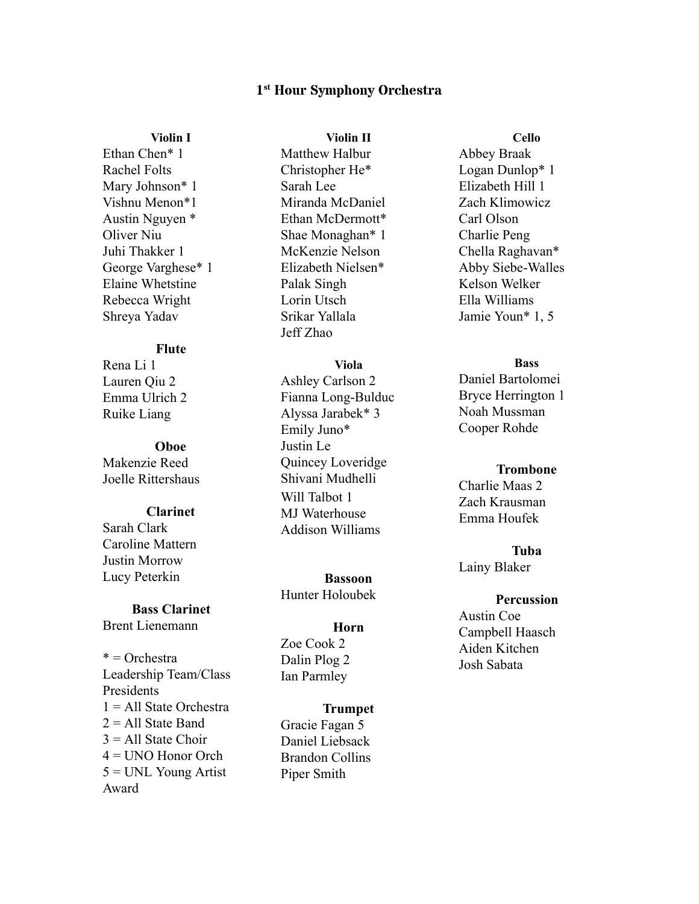# 1st Hour Symphony Orchestra

**Violin I**

Ethan Chen* 1
Rachel Folts
Mary Johnson* 1
Vishnu Menon*1
Austin Nguyen *
Oliver Niu
Juhi Thakker 1
George Varghese* 1
Elaine Whetstine
Rebecca Wright
Shreya Yadav

**Flute**

Rena Li 1
Lauren Qiu 2
Emma Ulrich 2
Ruike Liang

**Oboe**

Makenzie Reed
Joelle Rittershaus

**Clarinet**

Sarah Clark
Caroline Mattern
Justin Morrow
Lucy Peterkin

**Bass Clarinet**

Brent Lienemann

* = Orchestra Leadership Team/Class Presidents
1 = All State Orchestra
2 = All State Band
3 = All State Choir
4 = UNO Honor Orch
5 = UNL Young Artist Award

**Violin II**

Matthew Halbur
Christopher He*
Sarah Lee
Miranda McDaniel
Ethan McDermott*
Shae Monaghan* 1
McKenzie Nelson
Elizabeth Nielsen*
Palak Singh
Lorin Utsch
Srikar Yallala
Jeff Zhao

**Viola**

Ashley Carlson 2
Fianna Long-Bulduc
Alyssa Jarabek* 3
Emily Juno*
Justin Le
Quincey Loveridge
Shivani Mudhelli
Will Talbot 1
MJ Waterhouse
Addison Williams

**Bassoon**

Hunter Holoubek

**Horn**

Zoe Cook 2
Dalin Plog 2
Ian Parmley

**Trumpet**

Gracie Fagan 5
Daniel Liebsack
Brandon Collins
Piper Smith

**Cello**

Abbey Braak
Logan Dunlop* 1
Elizabeth Hill 1
Zach Klimowicz
Carl Olson
Charlie Peng
Chella Raghavan*
Abby Siebe-Walles
Kelson Welker
Ella Williams
Jamie Youn* 1, 5

**Bass**

Daniel Bartolomei
Bryce Herrington 1
Noah Mussman
Cooper Rohde

**Trombone**

Charlie Maas 2
Zach Krausman
Emma Houfek

**Tuba**

Lainy Blaker

**Percussion**

Austin Coe
Campbell Haasch
Aiden Kitchen
Josh Sabata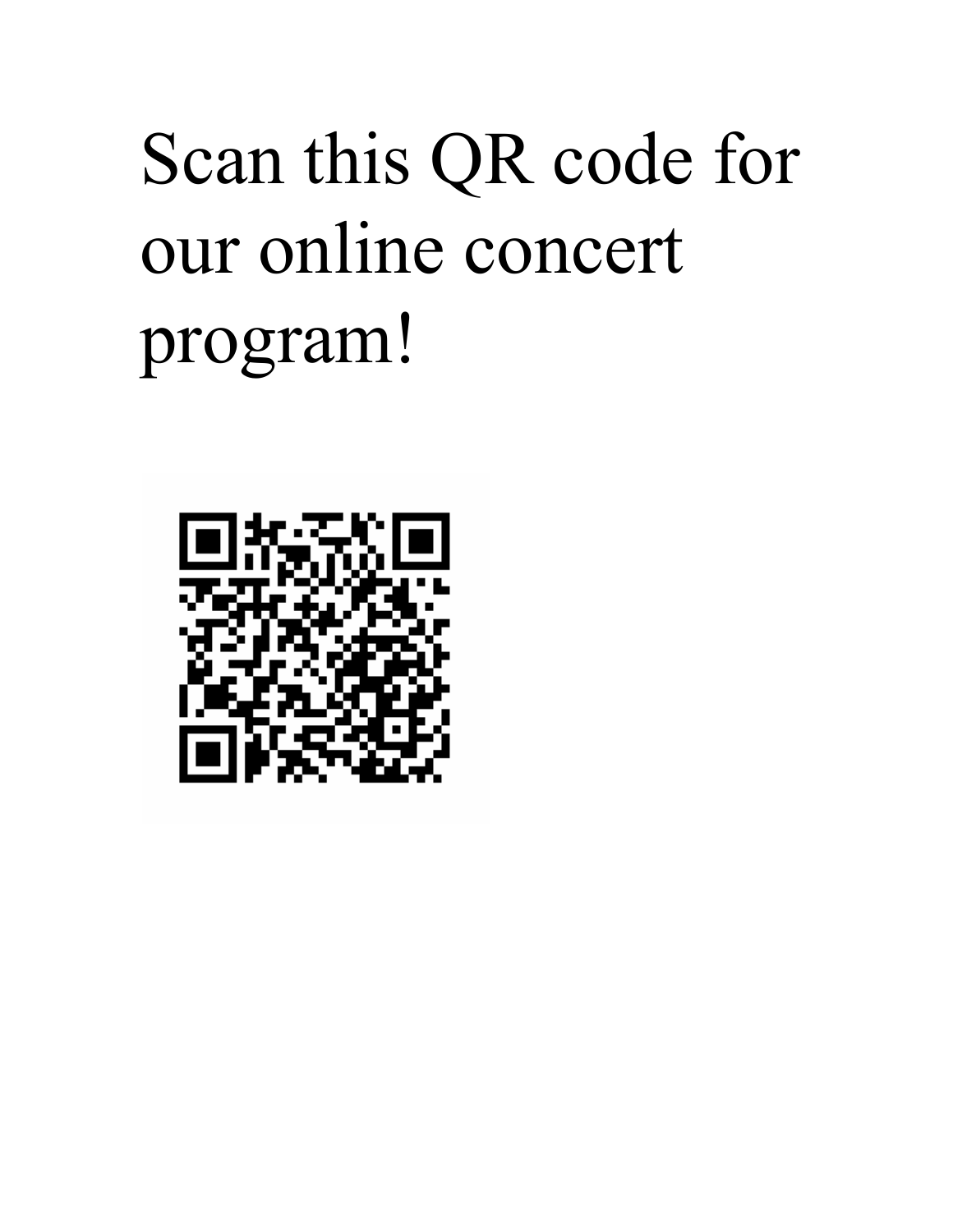Scan this QR code for our online concert program!